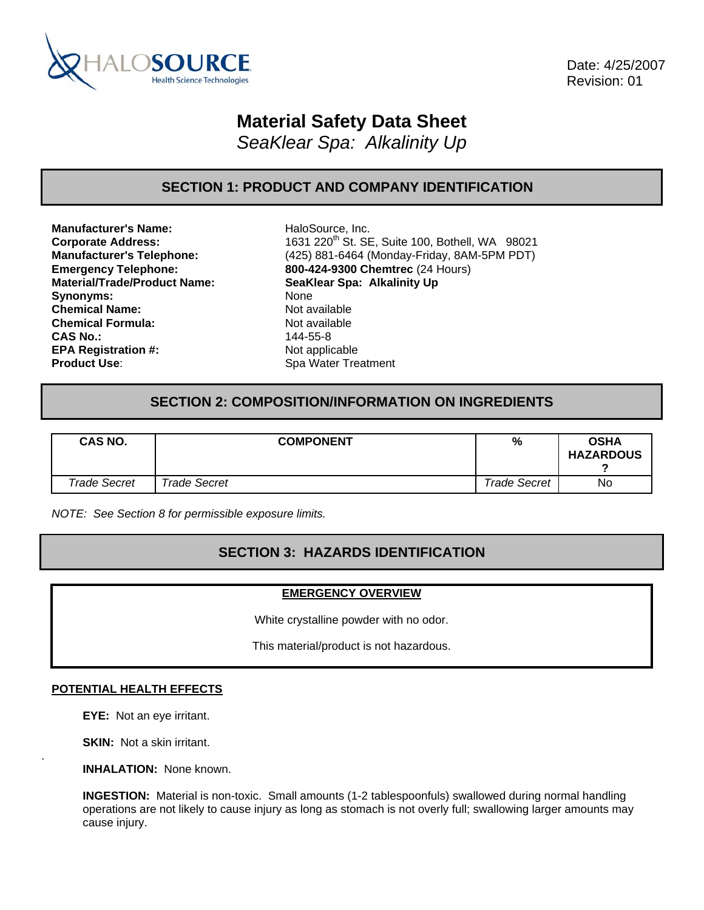Date: 4/25/2007
Revision: 01

# Material Safety Data Sheet

*SeaKlear Spa: Alkalinity Up*

## SECTION 1: PRODUCT AND COMPANY IDENTIFICATION

| | |
|---|---|
| **Manufacturer's Name:** | HaloSource, Inc. |
| **Corporate Address:** | 1631 220[th] St. SE, Suite 100, Bothell, WA 98021 |
| **Manufacturer's Telephone:** | (425) 881-6464 (Monday-Friday, 8AM-5PM PDT) |
| **Emergency Telephone:** | **800-424-9300 Chemtrec** (24 Hours) |
| **Material/Trade/Product Name:** | **SeaKlear Spa: Alkalinity Up** |
| **Synonyms:** | None |
| **Chemical Name:** | Not available |
| **Chemical Formula:** | Not available |
| **CAS No.:** | 144-55-8 |
| **EPA Registration #:** | Not applicable |
| **Product Use:** | Spa Water Treatment |

## SECTION 2: COMPOSITION/INFORMATION ON INGREDIENTS

| CAS NO. | COMPONENT | % | OSHA HAZARDOUS ? |
|---|---|---|---|
| *Trade Secret* | *Trade Secret* | *Trade Secret* | No |

*NOTE: See Section 8 for permissible exposure limits.*

## SECTION 3: HAZARDS IDENTIFICATION

**EMERGENCY OVERVIEW**

White crystalline powder with no odor.

This material/product is not hazardous.

**POTENTIAL HEALTH EFFECTS**

**EYE:** Not an eye irritant.

**SKIN:** Not a skin irritant.

**INHALATION:** None known.

**INGESTION:** Material is non-toxic. Small amounts (1-2 tablespoonfuls) swallowed during normal handling operations are not likely to cause injury as long as stomach is not overly full; swallowing larger amounts may cause injury.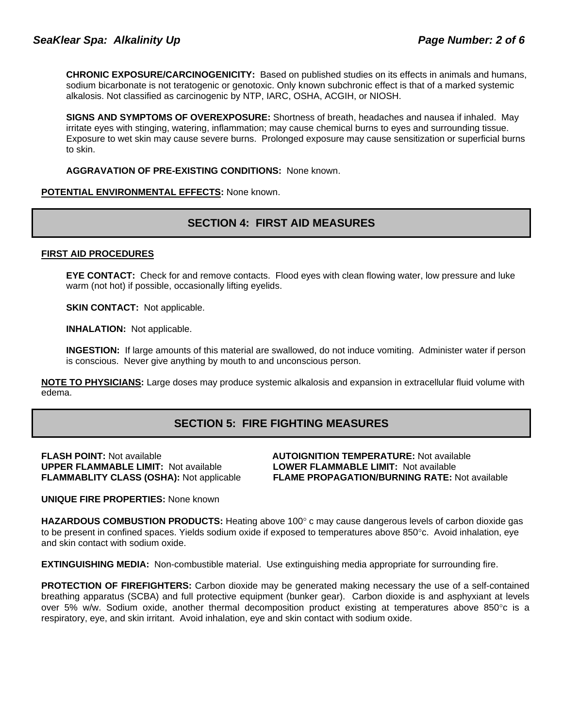**CHRONIC EXPOSURE/CARCINOGENICITY:** Based on published studies on its effects in animals and humans, sodium bicarbonate is not teratogenic or genotoxic. Only known subchronic effect is that of a marked systemic alkalosis. Not classified as carcinogenic by NTP, IARC, OSHA, ACGIH, or NIOSH.

**SIGNS AND SYMPTOMS OF OVEREXPOSURE:** Shortness of breath, headaches and nausea if inhaled. May irritate eyes with stinging, watering, inflammation; may cause chemical burns to eyes and surrounding tissue. Exposure to wet skin may cause severe burns. Prolonged exposure may cause sensitization or superficial burns to skin.

**AGGRAVATION OF PRE-EXISTING CONDITIONS:** None known.

**POTENTIAL ENVIRONMENTAL EFFECTS:** None known.

## SECTION 4: FIRST AID MEASURES

**FIRST AID PROCEDURES**

**EYE CONTACT:** Check for and remove contacts. Flood eyes with clean flowing water, low pressure and luke warm (not hot) if possible, occasionally lifting eyelids.

**SKIN CONTACT:** Not applicable.

**INHALATION:** Not applicable.

**INGESTION:** If large amounts of this material are swallowed, do not induce vomiting. Administer water if person is conscious. Never give anything by mouth to and unconscious person.

**NOTE TO PHYSICIANS:** Large doses may produce systemic alkalosis and expansion in extracellular fluid volume with edema.

## SECTION 5: FIRE FIGHTING MEASURES

**FLASH POINT:** Not available

**AUTOIGNITION TEMPERATURE:** Not available

**UPPER FLAMMABLE LIMIT:** Not available

**LOWER FLAMMABLE LIMIT:** Not available

**FLAMMABLITY CLASS (OSHA):** Not applicable

**FLAME PROPAGATION/BURNING RATE:** Not available

**UNIQUE FIRE PROPERTIES:** None known

**HAZARDOUS COMBUSTION PRODUCTS:** Heating above 100° c may cause dangerous levels of carbon dioxide gas to be present in confined spaces. Yields sodium oxide if exposed to temperatures above 850°c. Avoid inhalation, eye and skin contact with sodium oxide.

**EXTINGUISHING MEDIA:** Non-combustible material. Use extinguishing media appropriate for surrounding fire.

**PROTECTION OF FIREFIGHTERS:** Carbon dioxide may be generated making necessary the use of a self-contained breathing apparatus (SCBA) and full protective equipment (bunker gear). Carbon dioxide is and asphyxiant at levels over 5% w/w. Sodium oxide, another thermal decomposition product existing at temperatures above 850°c is a respiratory, eye, and skin irritant. Avoid inhalation, eye and skin contact with sodium oxide.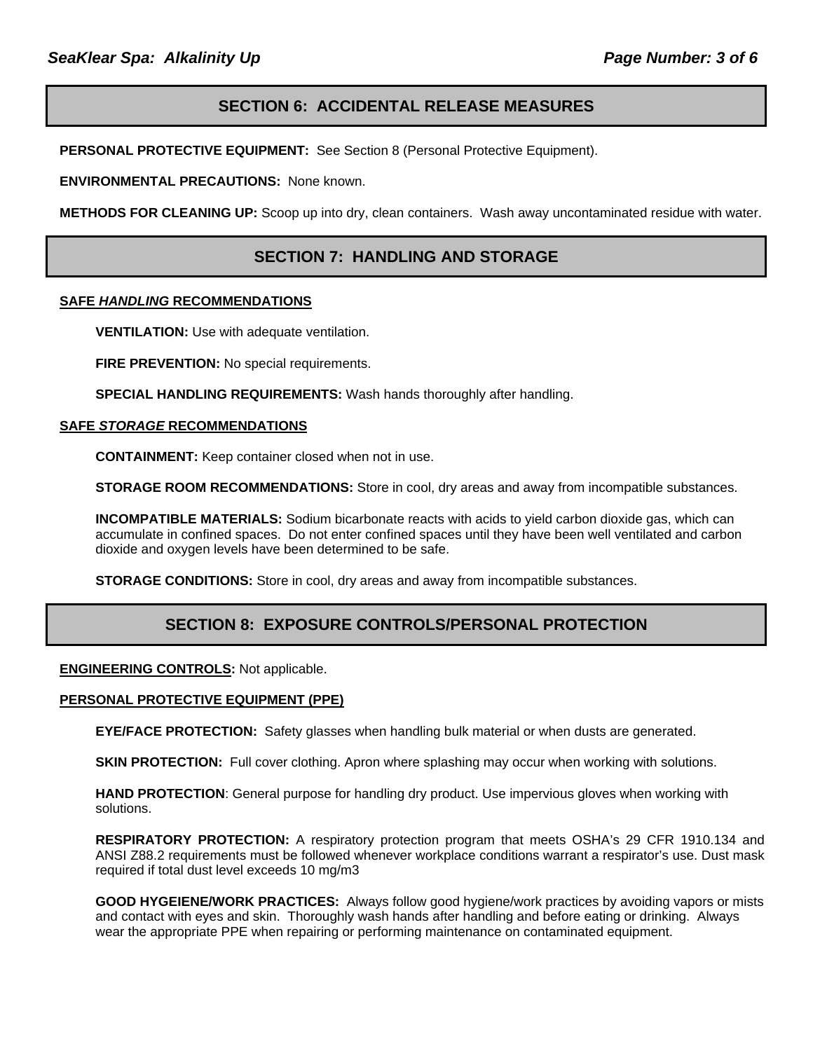## SECTION 6: ACCIDENTAL RELEASE MEASURES

**PERSONAL PROTECTIVE EQUIPMENT:** See Section 8 (Personal Protective Equipment).

**ENVIRONMENTAL PRECAUTIONS:** None known.

**METHODS FOR CLEANING UP:** Scoop up into dry, clean containers. Wash away uncontaminated residue with water.

## SECTION 7: HANDLING AND STORAGE

**SAFE *HANDLING* RECOMMENDATIONS**

**VENTILATION:** Use with adequate ventilation.

**FIRE PREVENTION:** No special requirements.

**SPECIAL HANDLING REQUIREMENTS:** Wash hands thoroughly after handling.

**SAFE *STORAGE* RECOMMENDATIONS**

**CONTAINMENT:** Keep container closed when not in use.

**STORAGE ROOM RECOMMENDATIONS:** Store in cool, dry areas and away from incompatible substances.

**INCOMPATIBLE MATERIALS:** Sodium bicarbonate reacts with acids to yield carbon dioxide gas, which can accumulate in confined spaces. Do not enter confined spaces until they have been well ventilated and carbon dioxide and oxygen levels have been determined to be safe.

**STORAGE CONDITIONS:** Store in cool, dry areas and away from incompatible substances.

## SECTION 8: EXPOSURE CONTROLS/PERSONAL PROTECTION

**ENGINEERING CONTROLS:** Not applicable.

**PERSONAL PROTECTIVE EQUIPMENT (PPE)**

**EYE/FACE PROTECTION:** Safety glasses when handling bulk material or when dusts are generated.

**SKIN PROTECTION:** Full cover clothing. Apron where splashing may occur when working with solutions.

**HAND PROTECTION**: General purpose for handling dry product. Use impervious gloves when working with solutions.

**RESPIRATORY PROTECTION:** A respiratory protection program that meets OSHA's 29 CFR 1910.134 and ANSI Z88.2 requirements must be followed whenever workplace conditions warrant a respirator's use. Dust mask required if total dust level exceeds 10 mg/m3

**GOOD HYGEIENE/WORK PRACTICES:** Always follow good hygiene/work practices by avoiding vapors or mists and contact with eyes and skin. Thoroughly wash hands after handling and before eating or drinking. Always wear the appropriate PPE when repairing or performing maintenance on contaminated equipment.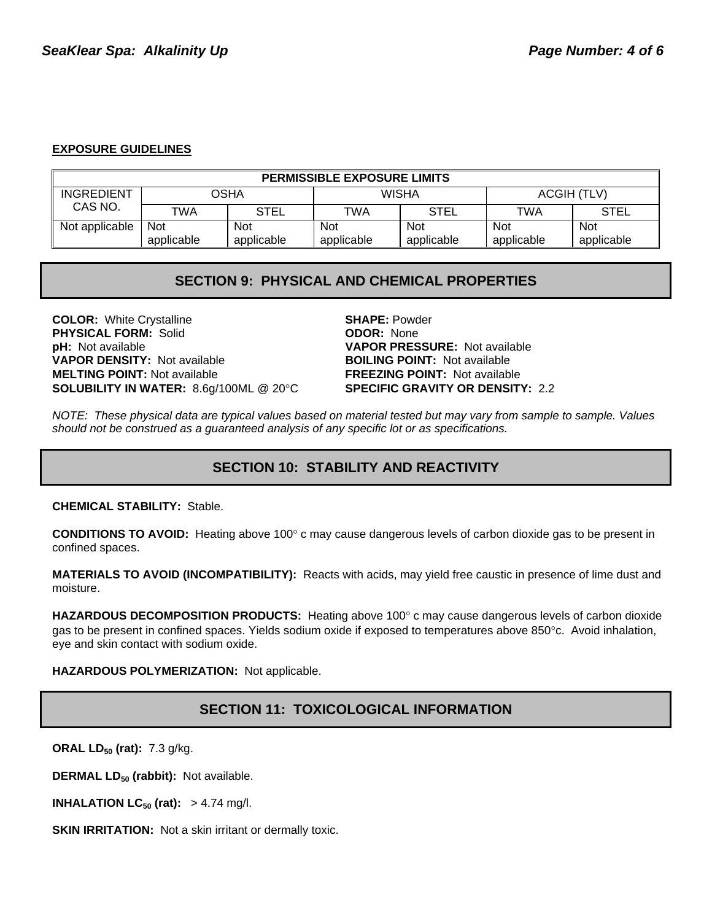**EXPOSURE GUIDELINES**

| PERMISSIBLE EXPOSURE LIMITS | | | | | | |
|---|---|---|---|---|---|---|
| INGREDIENT CAS NO. | OSHA | | WISHA | | ACGIH (TLV) | |
| | TWA | STEL | TWA | STEL | TWA | STEL |
| Not applicable | Not applicable | Not applicable | Not applicable | Not applicable | Not applicable | Not applicable |

## SECTION 9: PHYSICAL AND CHEMICAL PROPERTIES

**COLOR:** White Crystalline
**PHYSICAL FORM:** Solid
**pH:** Not available
**VAPOR DENSITY:** Not available
**MELTING POINT:** Not available
**SOLUBILITY IN WATER:** 8.6g/100ML @ 20°C
**SHAPE:** Powder
**ODOR:** None
**VAPOR PRESSURE:** Not available
**BOILING POINT:** Not available
**FREEZING POINT:** Not available
**SPECIFIC GRAVITY OR DENSITY:** 2.2

*NOTE: These physical data are typical values based on material tested but may vary from sample to sample. Values should not be construed as a guaranteed analysis of any specific lot or as specifications.*

## SECTION 10: STABILITY AND REACTIVITY

**CHEMICAL STABILITY:** Stable.

**CONDITIONS TO AVOID:** Heating above 100° c may cause dangerous levels of carbon dioxide gas to be present in confined spaces.

**MATERIALS TO AVOID (INCOMPATIBILITY):** Reacts with acids, may yield free caustic in presence of lime dust and moisture.

**HAZARDOUS DECOMPOSITION PRODUCTS:** Heating above 100° c may cause dangerous levels of carbon dioxide gas to be present in confined spaces. Yields sodium oxide if exposed to temperatures above 850°c. Avoid inhalation, eye and skin contact with sodium oxide.

**HAZARDOUS POLYMERIZATION:** Not applicable.

## SECTION 11: TOXICOLOGICAL INFORMATION

**ORAL $LD_{50}$ (rat):** 7.3 g/kg.

**DERMAL $LD_{50}$ (rabbit):** Not available.

**INHALATION $LC_{50}$ (rat):** > 4.74 mg/l.

**SKIN IRRITATION:** Not a skin irritant or dermally toxic.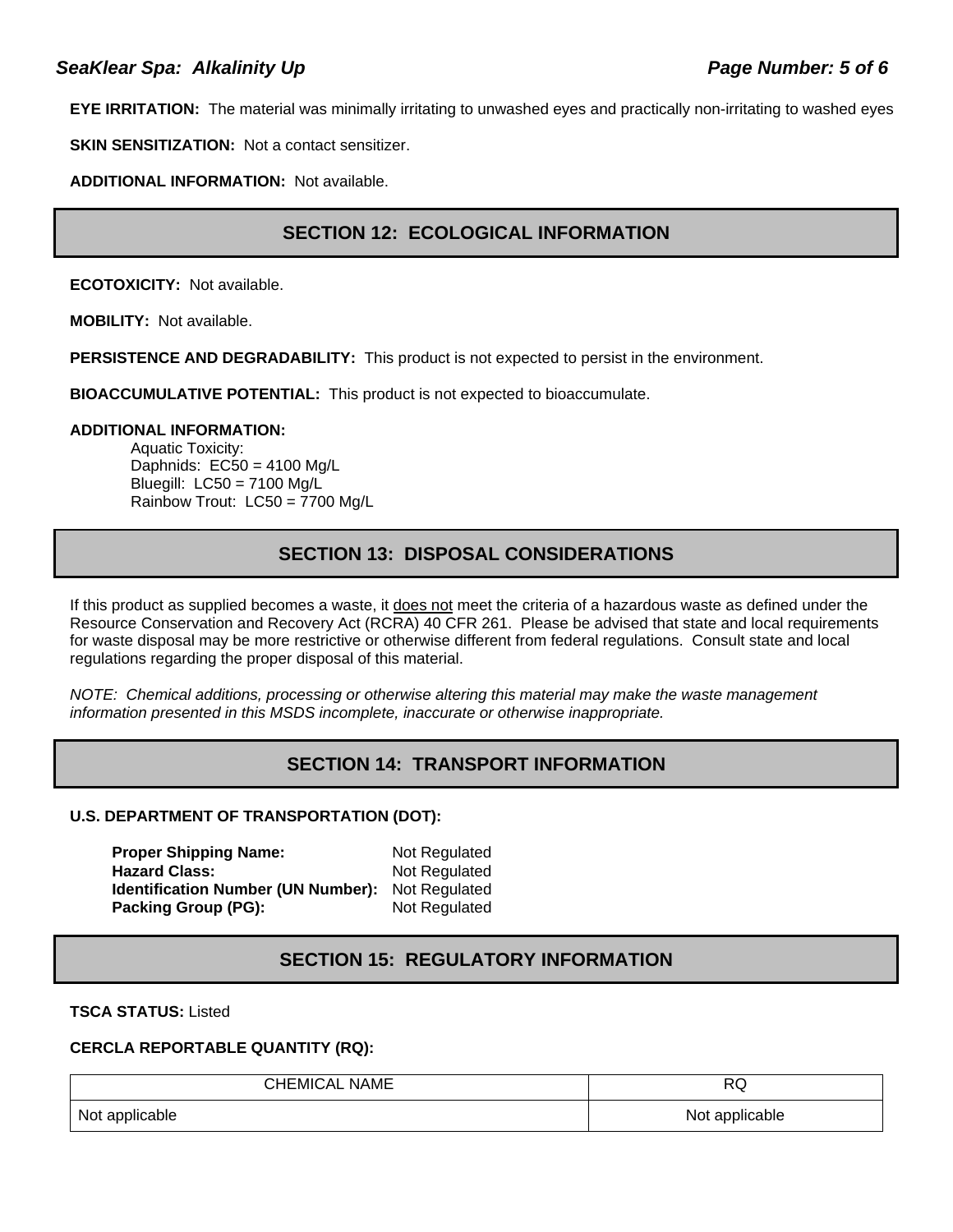**EYE IRRITATION:** The material was minimally irritating to unwashed eyes and practically non-irritating to washed eyes

**SKIN SENSITIZATION:** Not a contact sensitizer.

**ADDITIONAL INFORMATION:** Not available.

## SECTION 12: ECOLOGICAL INFORMATION

**ECOTOXICITY:** Not available.

**MOBILITY:** Not available.

**PERSISTENCE AND DEGRADABILITY:** This product is not expected to persist in the environment.

**BIOACCUMULATIVE POTENTIAL:** This product is not expected to bioaccumulate.

**ADDITIONAL INFORMATION:**

Aquatic Toxicity:
Daphnids: EC50 = 4100 Mg/L
Bluegill: LC50 = 7100 Mg/L
Rainbow Trout: LC50 = 7700 Mg/L

## SECTION 13: DISPOSAL CONSIDERATIONS

If this product as supplied becomes a waste, it does not meet the criteria of a hazardous waste as defined under the Resource Conservation and Recovery Act (RCRA) 40 CFR 261. Please be advised that state and local requirements for waste disposal may be more restrictive or otherwise different from federal regulations. Consult state and local regulations regarding the proper disposal of this material.

*NOTE: Chemical additions, processing or otherwise altering this material may make the waste management information presented in this MSDS incomplete, inaccurate or otherwise inappropriate.*

## SECTION 14: TRANSPORT INFORMATION

**U.S. DEPARTMENT OF TRANSPORTATION (DOT):**

**Proper Shipping Name:** Not Regulated
**Hazard Class:** Not Regulated
**Identification Number (UN Number):** Not Regulated
**Packing Group (PG):** Not Regulated

## SECTION 15: REGULATORY INFORMATION

**TSCA STATUS:** Listed

**CERCLA REPORTABLE QUANTITY (RQ):**

| CHEMICAL NAME | RQ |
|---|---|
| Not applicable | Not applicable |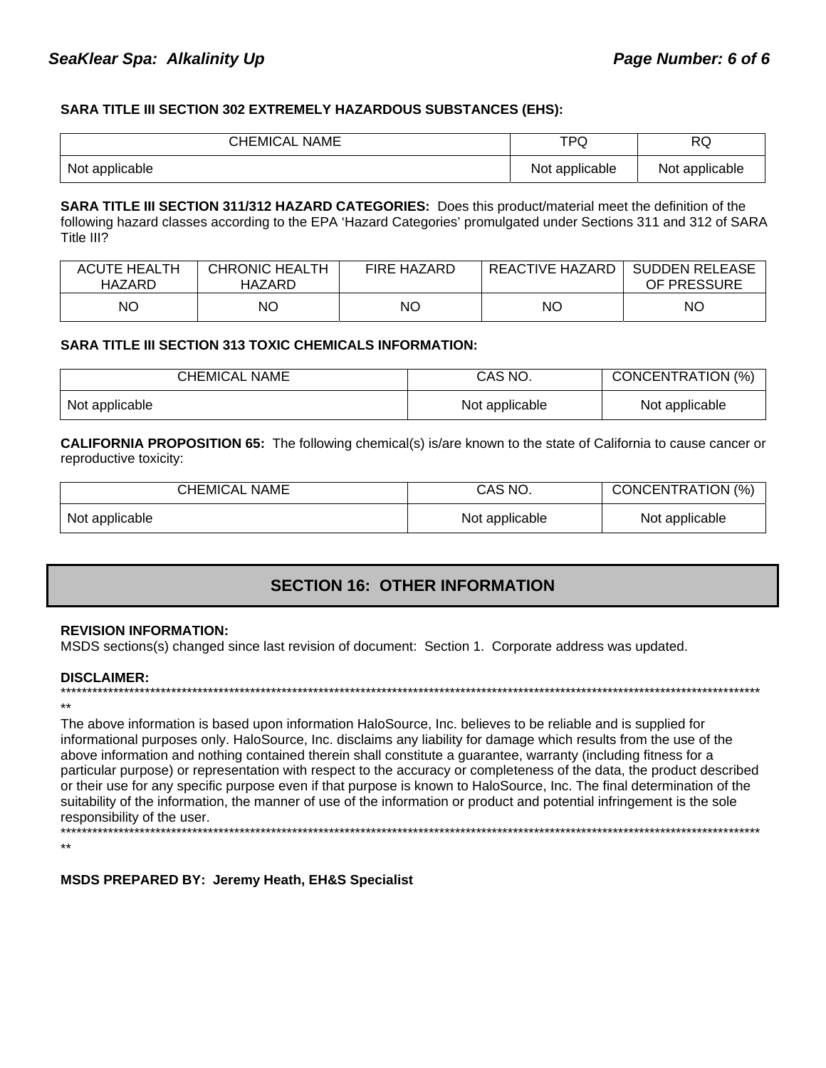**SARA TITLE III SECTION 302 EXTREMELY HAZARDOUS SUBSTANCES (EHS):**

| CHEMICAL NAME | TPQ | RQ |
| --- | --- | --- |
| Not applicable | Not applicable | Not applicable |

**SARA TITLE III SECTION 311/312 HAZARD CATEGORIES:** Does this product/material meet the definition of the following hazard classes according to the EPA 'Hazard Categories' promulgated under Sections 311 and 312 of SARA Title III?

| ACUTE HEALTH HAZARD | CHRONIC HEALTH HAZARD | FIRE HAZARD | REACTIVE HAZARD | SUDDEN RELEASE OF PRESSURE |
| --- | --- | --- | --- | --- |
| NO | NO | NO | NO | NO |

**SARA TITLE III SECTION 313 TOXIC CHEMICALS INFORMATION:**

| CHEMICAL NAME | CAS NO. | CONCENTRATION (%) |
| --- | --- | --- |
| Not applicable | Not applicable | Not applicable |

**CALIFORNIA PROPOSITION 65:** The following chemical(s) is/are known to the state of California to cause cancer or reproductive toxicity:

| CHEMICAL NAME | CAS NO. | CONCENTRATION (%) |
| --- | --- | --- |
| Not applicable | Not applicable | Not applicable |

## SECTION 16: OTHER INFORMATION

**REVISION INFORMATION:**
MSDS sections(s) changed since last revision of document: Section 1. Corporate address was updated.

**DISCLAIMER:**
****************************************************************************************************************************************

The above information is based upon information HaloSource, Inc. believes to be reliable and is supplied for informational purposes only. HaloSource, Inc. disclaims any liability for damage which results from the use of the above information and nothing contained therein shall constitute a guarantee, warranty (including fitness for a particular purpose) or representation with respect to the accuracy or completeness of the data, the product described or their use for any specific purpose even if that purpose is known to HaloSource, Inc. The final determination of the suitability of the information, the manner of use of the information or product and potential infringement is the sole responsibility of the user.
****************************************************************************************************************************************

**MSDS PREPARED BY: Jeremy Heath, EH&S Specialist**